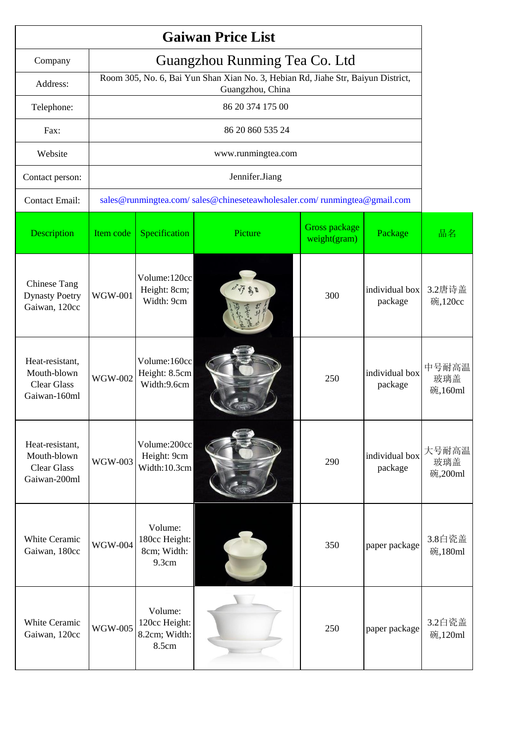# Gaiwan Price List

| | |
|---|---|
| Company | Guangzhou Running Tea Co. Ltd |
| Address: | Room 305, No. 6, Bai Yun Shan Xian No. 3, Hebian Rd, Jiahe Str, Baiyun District, Guangzhou, China |
| Telephone: | 86 20 374 175 00 |
| Fax: | 86 20 860 535 24 |
| Website | www.runmingtea.com |
| Contact person: | Jennifer.Jiang |
| Contact Email: | sales@runmingtea.com/ sales@chineseteawholesaler.com/ runmingtea@gmail.com |

| Description | Item code | Specification | Picture | Gross package weight(gram) | Package | 品名 |
|---|---|---|---|---|---|---|
| Chinese Tang Dynasty Poetry Gaiwan, 120cc | WGW-001 | Volume:120cc Height: 8cm; Width: 9cm | | 300 | individual box package | 3.2唐诗盖碗,120cc |
| Heat-resistant, Mouth-blown Clear Glass Gaiwan-160ml | WGW-002 | Volume:160cc Height: 8.5cm Width:9.6cm | | 250 | individual box package | 中号耐高温玻璃盖碗,160ml |
| Heat-resistant, Mouth-blown Clear Glass Gaiwan-200ml | WGW-003 | Volume:200cc Height: 9cm Width:10.3cm | | 290 | individual box package | 大号耐高温玻璃盖碗,200ml |
| White Ceramic Gaiwan, 180cc | WGW-004 | Volume: 180cc Height: 8cm; Width: 9.3cm | | 350 | paper package | 3.8白瓷盖碗,180ml |
| White Ceramic Gaiwan, 120cc | WGW-005 | Volume: 120cc Height: 8.2cm; Width: 8.5cm | | 250 | paper package | 3.2白瓷盖碗,120ml |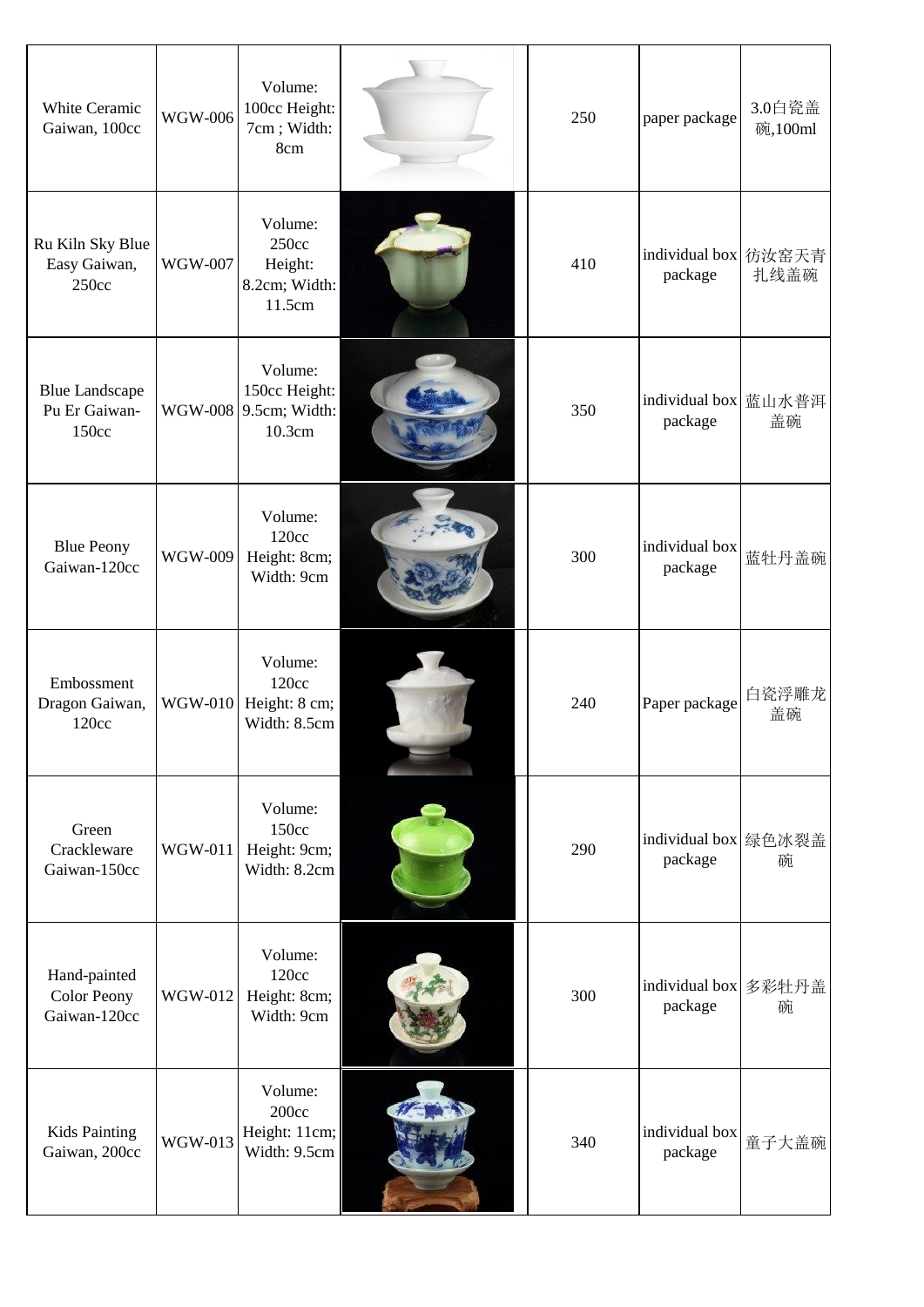| | | | | | | |
|---|---|---|---|---|---|---|
| White Ceramic Gaiwan, 100cc | WGW-006 | Volume: 100cc Height: 7cm ; Width: 8cm | | 250 | paper package | 3.0白瓷盖碗,100ml |
| Ru Kiln Sky Blue Easy Gaiwan, 250cc | WGW-007 | Volume: 250cc Height: 8.2cm; Width: 11.5cm | | 410 | individual box package | 彷汝窑天青扎线盖碗 |
| Blue Landscape Pu Er Gaiwan-150cc | WGW-008 | Volume: 150cc Height: 9.5cm; Width: 10.3cm | | 350 | individual box package | 蓝山水普洱盖碗 |
| Blue Peony Gaiwan-120cc | WGW-009 | Volume: 120cc Height: 8cm; Width: 9cm | | 300 | individual box package | 蓝牡丹盖碗 |
| Embossment Dragon Gaiwan, 120cc | WGW-010 | Volume: 120cc Height: 8 cm; Width: 8.5cm | | 240 | Paper package | 白瓷浮雕龙盖碗 |
| Green Crackleware Gaiwan-150cc | WGW-011 | Volume: 150cc Height: 9cm; Width: 8.2cm | | 290 | individual box package | 绿色冰裂盖碗 |
| Hand-painted Color Peony Gaiwan-120cc | WGW-012 | Volume: 120cc Height: 8cm; Width: 9cm | | 300 | individual box package | 多彩牡丹盖碗 |
| Kids Painting Gaiwan, 200cc | WGW-013 | Volume: 200cc Height: 11cm; Width: 9.5cm | | 340 | individual box package | 童子大盖碗 |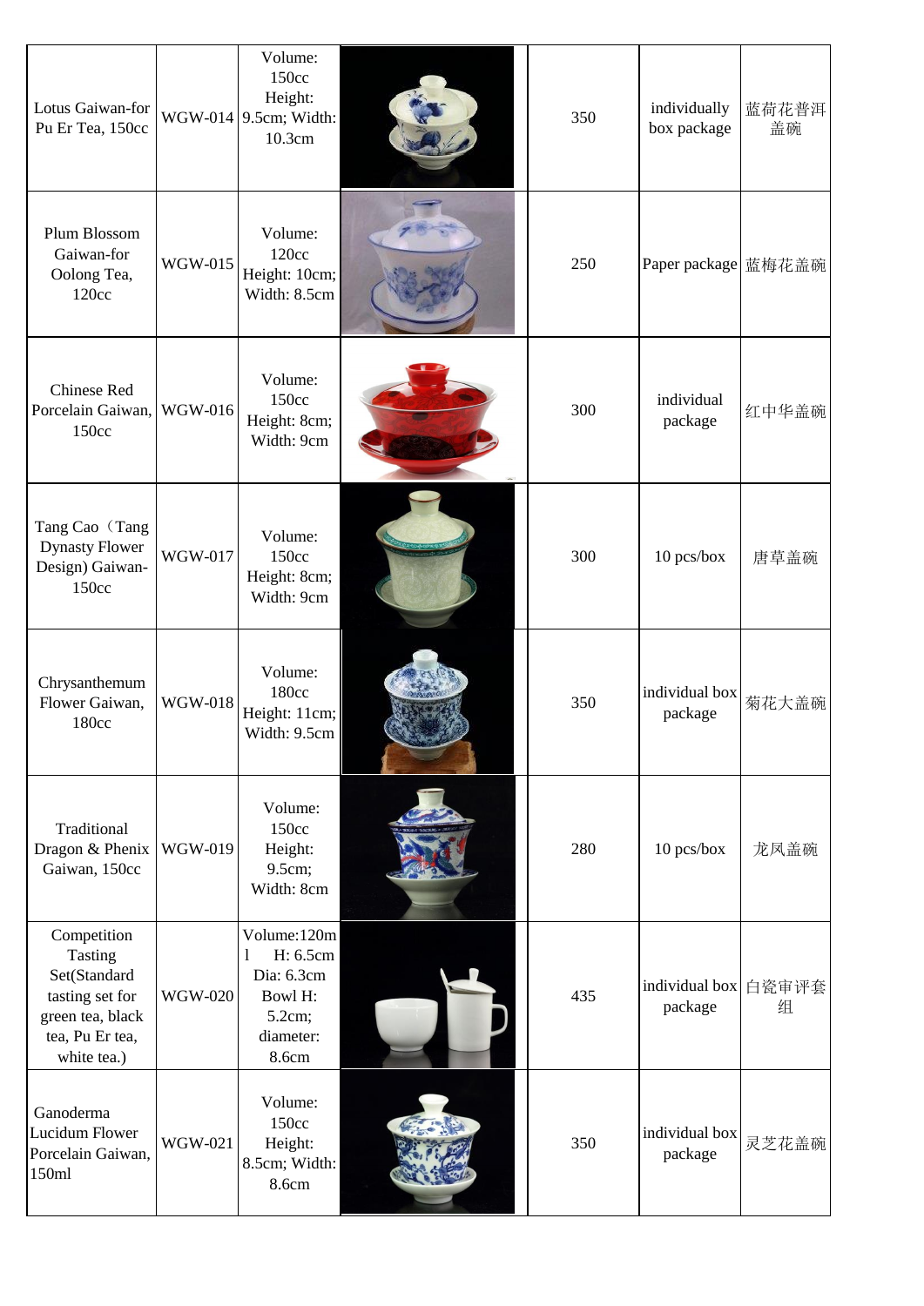| | | | | | | |
|---|---|---|---|---|---|---|
| Lotus Gaiwan-for Pu Er Tea, 150cc | WGW-014 | Volume: 150cc Height: 9.5cm; Width: 10.3cm | | 350 | individually box package | 蓝荷花普洱盖碗 |
| Plum Blossom Gaiwan-for Oolong Tea, 120cc | WGW-015 | Volume: 120cc Height: 10cm; Width: 8.5cm | | 250 | Paper package | 蓝梅花盖碗 |
| Chinese Red Porcelain Gaiwan, 150cc | WGW-016 | Volume: 150cc Height: 8cm; Width: 9cm | | 300 | individual package | 红中华盖碗 |
| Tang Cao（Tang Dynasty Flower Design) Gaiwan-150cc | WGW-017 | Volume: 150cc Height: 8cm; Width: 9cm | | 300 | 10 pcs/box | 唐草盖碗 |
| Chrysanthemum Flower Gaiwan, 180cc | WGW-018 | Volume: 180cc Height: 11cm; Width: 9.5cm | | 350 | individual box package | 菊花大盖碗 |
| Traditional Dragon & Phenix Gaiwan, 150cc | WGW-019 | Volume: 150cc Height: 9.5cm; Width: 8cm | | 280 | 10 pcs/box | 龙凤盖碗 |
| Competition Tasting Set(Standard tasting set for green tea, black tea, Pu Er tea, white tea.) | WGW-020 | Volume:120ml H: 6.5cm Dia: 6.3cm Bowl H: 5.2cm; diameter: 8.6cm | | 435 | individual box package | 白瓷审评套组 |
| Ganoderma Lucidum Flower Porcelain Gaiwan, 150ml | WGW-021 | Volume: 150cc Height: 8.5cm; Width: 8.6cm | | 350 | individual box package | 灵芝花盖碗 |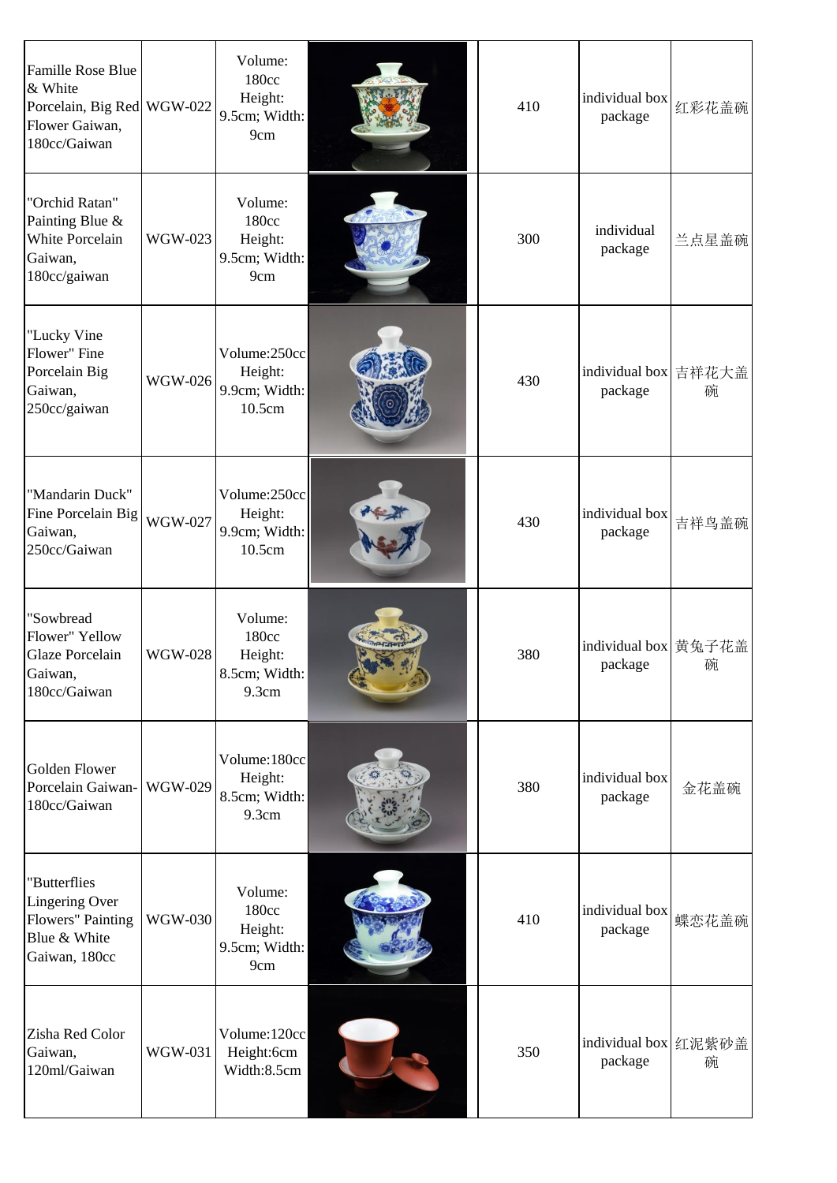| | | | | | | |
|---|---|---|---|---|---|---|
| Famille Rose Blue & White Porcelain, Big Red Flower Gaiwan, 180cc/Gaiwan | WGW-022 | Volume: 180cc Height: 9.5cm; Width: 9cm | | 410 | individual box package | 红彩花盖碗 |
| "Orchid Ratan" Painting Blue & White Porcelain Gaiwan, 180cc/gaiwan | WGW-023 | Volume: 180cc Height: 9.5cm; Width: 9cm | | 300 | individual package | 兰点星盖碗 |
| "Lucky Vine Flower" Fine Porcelain Big Gaiwan, 250cc/gaiwan | WGW-026 | Volume:250cc Height: 9.9cm; Width: 10.5cm | | 430 | individual box package | 吉祥花大盖碗 |
| "Mandarin Duck" Fine Porcelain Big Gaiwan, 250cc/Gaiwan | WGW-027 | Volume:250cc Height: 9.9cm; Width: 10.5cm | | 430 | individual box package | 吉祥鸟盖碗 |
| "Sowbread Flower" Yellow Glaze Porcelain Gaiwan, 180cc/Gaiwan | WGW-028 | Volume: 180cc Height: 8.5cm; Width: 9.3cm | | 380 | individual box package | 黄兔子花盖碗 |
| Golden Flower Porcelain Gaiwan-180cc/Gaiwan | WGW-029 | Volume:180cc Height: 8.5cm; Width: 9.3cm | | 380 | individual box package | 金花盖碗 |
| "Butterflies Lingering Over Flowers" Painting Blue & White Gaiwan, 180cc | WGW-030 | Volume: 180cc Height: 9.5cm; Width: 9cm | | 410 | individual box package | 蝶恋花盖碗 |
| Zisha Red Color Gaiwan, 120ml/Gaiwan | WGW-031 | Volume:120cc Height:6cm Width:8.5cm | | 350 | individual box package | 红泥紫砂盖碗 |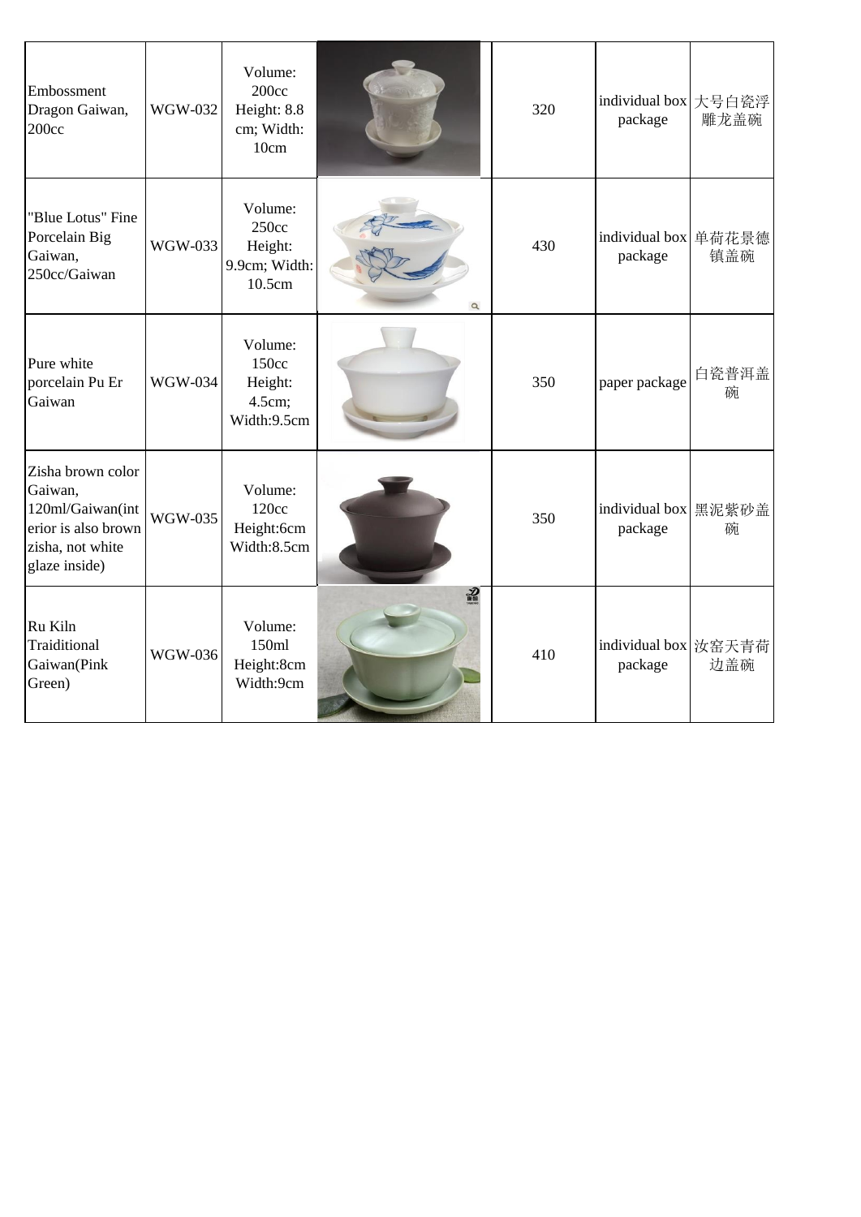| | | | | | | |
|---|---|---|---|---|---|---|
| Embossment Dragon Gaiwan, 200cc | WGW-032 | Volume: 200cc Height: 8.8 cm; Width: 10cm | | 320 | individual box package | 大号白瓷浮雕龙盖碗 |
| "Blue Lotus" Fine Porcelain Big Gaiwan, 250cc/Gaiwan | WGW-033 | Volume: 250cc Height: 9.9cm; Width: 10.5cm | | 430 | individual box package | 单荷花景德镇盖碗 |
| Pure white porcelain Pu Er Gaiwan | WGW-034 | Volume: 150cc Height: 4.5cm; Width:9.5cm | | 350 | paper package | 白瓷普洱盖碗 |
| Zisha brown color Gaiwan, 120ml/Gaiwan(interior is also brown zisha, not white glaze inside) | WGW-035 | Volume: 120cc Height:6cm Width:8.5cm | | 350 | individual box package | 黑泥紫砂盖碗 |
| Ru Kiln Traiditional Gaiwan(Pink Green) | WGW-036 | Volume: 150ml Height:8cm Width:9cm | | 410 | individual box package | 汝窑天青荷边盖碗 |